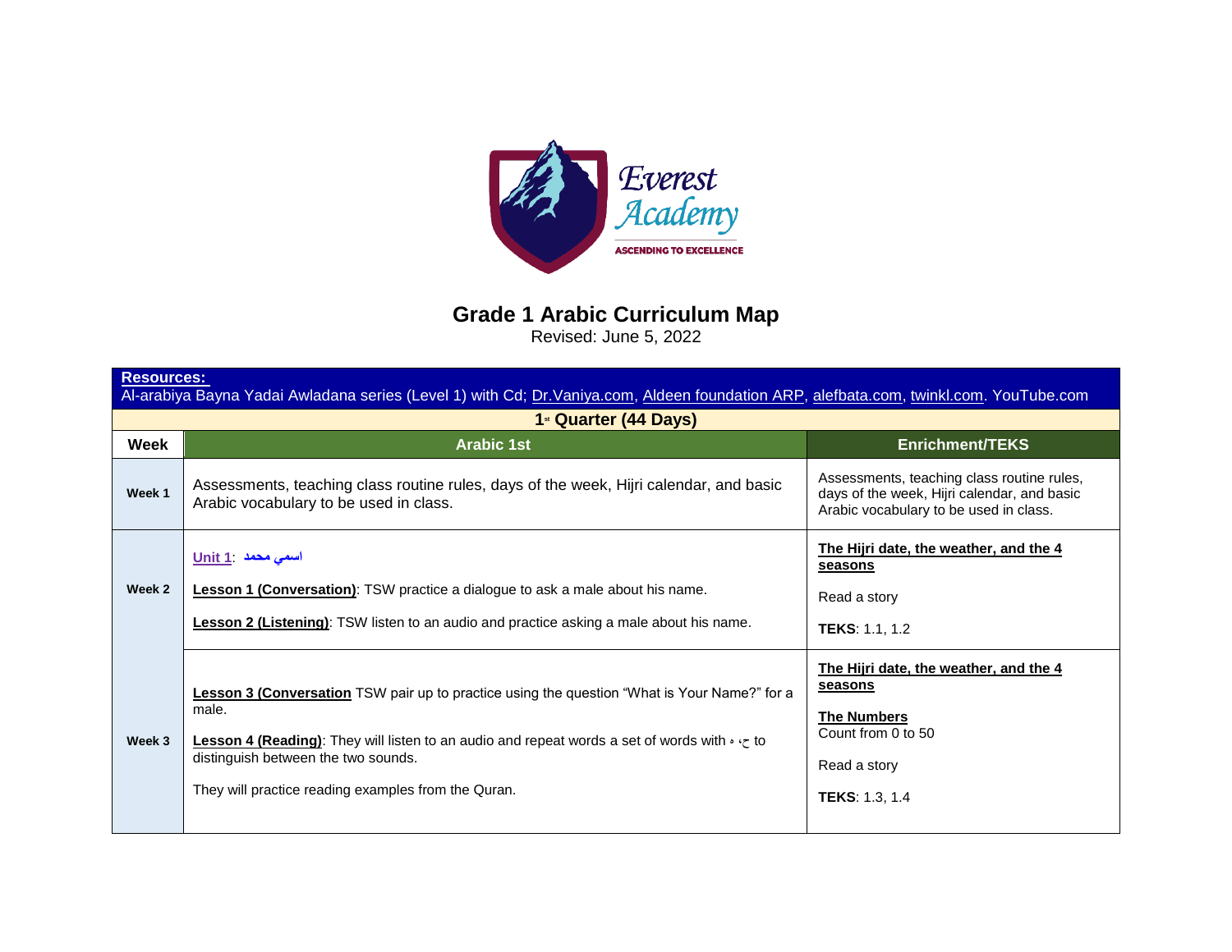Everest Academy

ASCENDING TO EXCELLENCE

# Grade 1 Arabic Curriculum Map

Revised: June 5, 2022

**Resources:**
Al-arabiya Bayna Yadai Awladana series (Level 1) with Cd; Dr.Vaniya.com, Aldeen foundation ARP, alefbata.com, twinkl.com. YouTube.com

| 1st Quarter (44 Days) | | |
|---|---|---|
| **Week** | **Arabic 1st** | **Enrichment/TEKS** |
| Week 1 | Assessments, teaching class routine rules, days of the week, Hijri calendar, and basic Arabic vocabulary to be used in class. | Assessments, teaching class routine rules, days of the week, Hijri calendar, and basic Arabic vocabulary to be used in class. |
| Week 2 | **Unit 1**: اسمي محمد<br><br>**Lesson 1 (Conversation)**: TSW practice a dialogue to ask a male about his name.<br><br>**Lesson 2 (Listening)**: TSW listen to an audio and practice asking a male about his name. | **The Hijri date, the weather, and the 4 seasons**<br><br>Read a story<br><br>**TEKS**: 1.1, 1.2 |
| Week 3 | **Lesson 3 (Conversation** TSW pair up to practice using the question "What is Your Name?" for a male.<br><br>**Lesson 4 (Reading)**: They will listen to an audio and repeat words a set of words with ح، ه to distinguish between the two sounds.<br><br>They will practice reading examples from the Quran. | **The Hijri date, the weather, and the 4 seasons**<br><br>**The Numbers**<br>Count from 0 to 50<br><br>Read a story<br><br>**TEKS**: 1.3, 1.4 |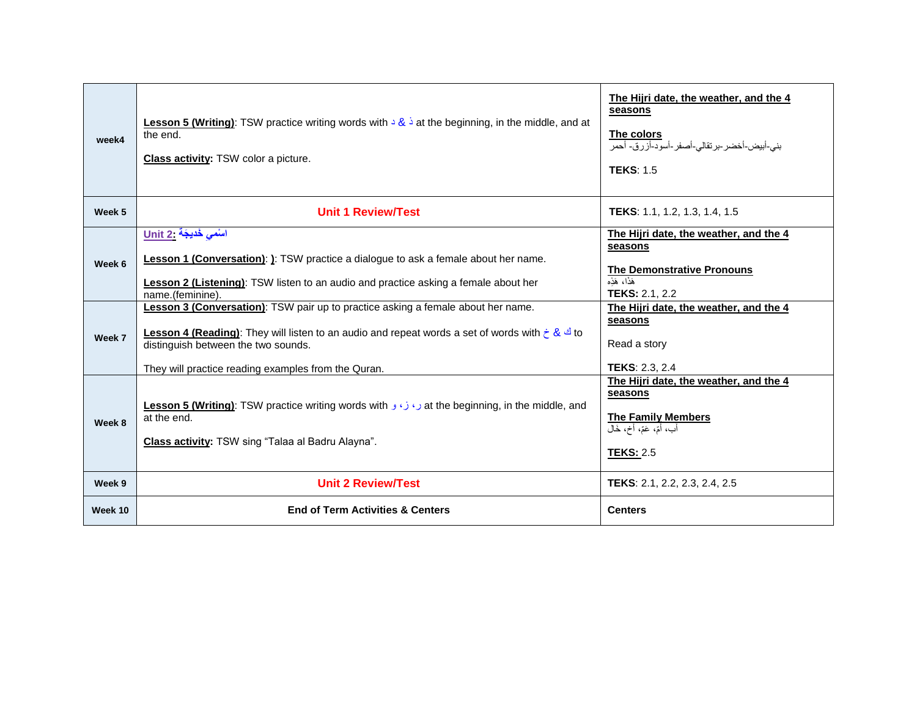| | | |
|---|---|---|
| week4 | **Lesson 5 (Writing)**: TSW practice writing words with د & ذ at the beginning, in the middle, and at the end.<br><br>**Class activity:** TSW color a picture. | **The Hijri date, the weather, and the 4 seasons**<br><br>**The colors**<br>بني-أبيض-أخضر-برتقالي-أصفر-أسود-أزرق- أحمر<br><br>**TEKS**: 1.5 |
| Week 5 | **Unit 1 Review/Test** | **TEKS**: 1.1, 1.2, 1.3, 1.4, 1.5 |
| Week 6 | **Unit 2: اسْمِي خَدِيجَة**<br><br>**Lesson 1 (Conversation)**: **)**: TSW practice a dialogue to ask a female about her name.<br><br>**Lesson 2 (Listening)**: TSW listen to an audio and practice asking a female about her name.(feminine). | **The Hijri date, the weather, and the 4 seasons**<br><br>**The Demonstrative Pronouns**<br>هَذَا، هَذِهِ<br>**TEKS:** 2.1, 2.2 |
| Week 7 | **Lesson 3 (Conversation)**: TSW pair up to practice asking a female about her name.<br><br>**Lesson 4 (Reading)**: They will listen to an audio and repeat words a set of words with خ & ك to distinguish between the two sounds.<br><br>They will practice reading examples from the Quran. | **The Hijri date, the weather, and the 4 seasons**<br><br>Read a story<br><br>**TEKS**: 2.3, 2.4 |
| Week 8 | **Lesson 5 (Writing)**: TSW practice writing words with ر ، ز ، و at the beginning, in the middle, and at the end.<br><br>**Class activity:** TSW sing "Talaa al Badru Alayna". | **The Hijri date, the weather, and the 4 seasons**<br><br>**The Family Members**<br>أب، أمّ، عَمّ، أخ، خَال<br><br>**TEKS:** 2.5 |
| Week 9 | **Unit 2 Review/Test** | **TEKS**: 2.1, 2.2, 2.3, 2.4, 2.5 |
| Week 10 | **End of Term Activities & Centers** | **Centers** |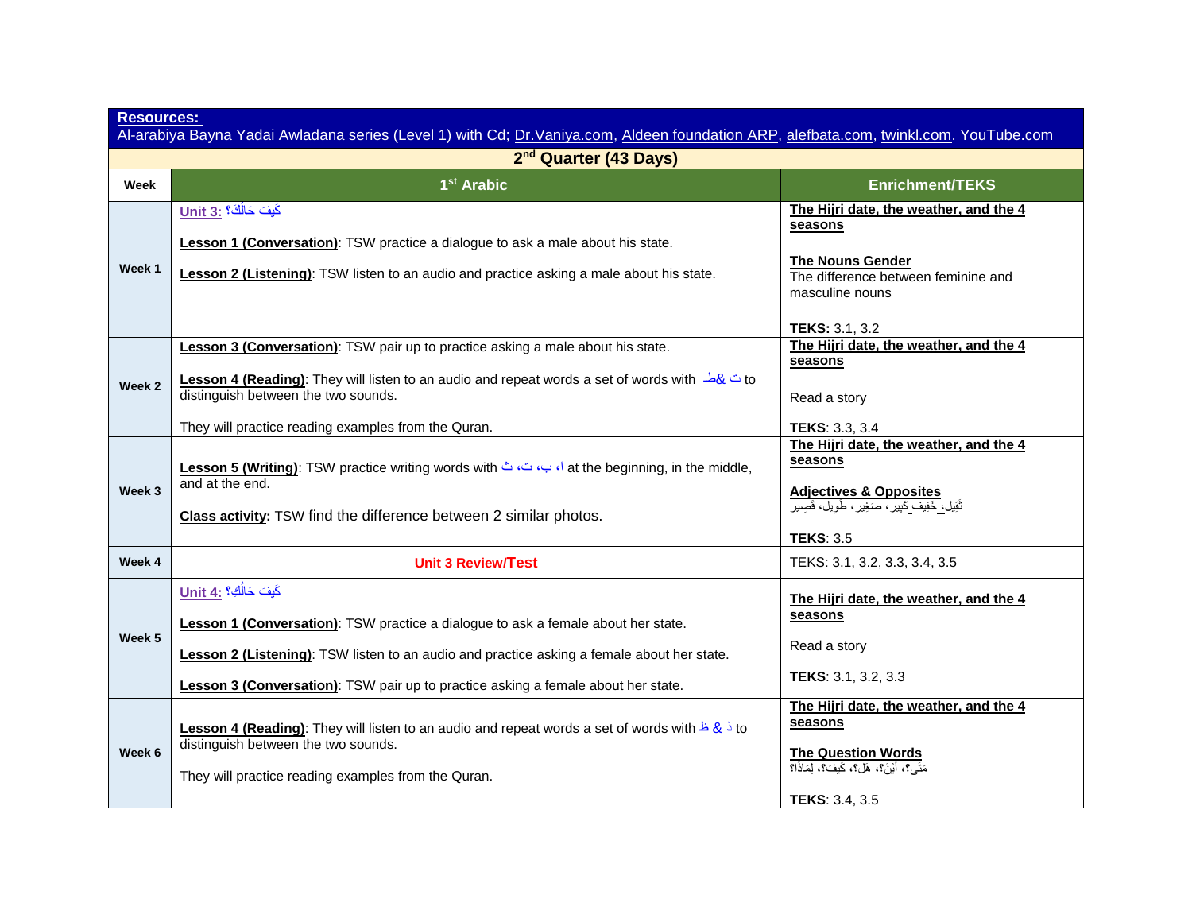**Resources:**
Al-arabiya Bayna Yadai Awladana series (Level 1) with Cd; Dr.Vaniya.com, Aldeen foundation ARP, alefbata.com, twinkl.com. YouTube.com

| 2nd Quarter (43 Days) | | |
|---|---|---|
| **Week** | **1st Arabic** | **Enrichment/TEKS** |
| **Week 1** | **Unit 3:** كَيفَ حَالُكَ؟<br><br>**Lesson 1 (Conversation)**: TSW practice a dialogue to ask a male about his state.<br><br>**Lesson 2 (Listening)**: TSW listen to an audio and practice asking a male about his state. | **The Hijri date, the weather, and the 4 seasons**<br><br>**The Nouns Gender**<br>The difference between feminine and masculine nouns<br><br>**TEKS:** 3.1, 3.2 |
| **Week 2** | **Lesson 3 (Conversation)**: TSW pair up to practice asking a male about his state.<br><br>**Lesson 4 (Reading)**: They will listen to an audio and repeat words a set of words with ت &ط to distinguish between the two sounds.<br><br>They will practice reading examples from the Quran. | **The Hijri date, the weather, and the 4 seasons**<br><br>Read a story<br><br>**TEKS**: 3.3, 3.4 |
| **Week 3** | **Lesson 5 (Writing)**: TSW practice writing words with ا، ب، ت، ث at the beginning, in the middle, and at the end.<br><br>**Class activity:** TSW find the difference between 2 similar photos. | **The Hijri date, the weather, and the 4 seasons**<br><br>**Adjectives & Opposites**<br>ثَقِيل، خَفِيف_كَبِير، صَغِير، طَوِيل، قَصِير<br><br>**TEKS**: 3.5 |
| **Week 4** | **Unit 3 Review/Test** | TEKS: 3.1, 3.2, 3.3, 3.4, 3.5 |
| **Week 5** | **Unit 4:** كَيفَ حَالُكِ؟<br><br>**Lesson 1 (Conversation)**: TSW practice a dialogue to ask a female about her state.<br><br>**Lesson 2 (Listening)**: TSW listen to an audio and practice asking a female about her state.<br><br>**Lesson 3 (Conversation)**: TSW pair up to practice asking a female about her state. | **The Hijri date, the weather, and the 4 seasons**<br><br>Read a story<br><br>**TEKS**: 3.1, 3.2, 3.3 |
| **Week 6** | **Lesson 4 (Reading)**: They will listen to an audio and repeat words a set of words with ذ & ظ to distinguish between the two sounds.<br><br>They will practice reading examples from the Quran. | **The Hijri date, the weather, and the 4 seasons**<br><br>**The Question Words**<br>مَتَى؟، أَيْنَ؟، هَلْ؟، كَيفَ؟، لِمَاذَا؟<br><br>**TEKS**: 3.4, 3.5 |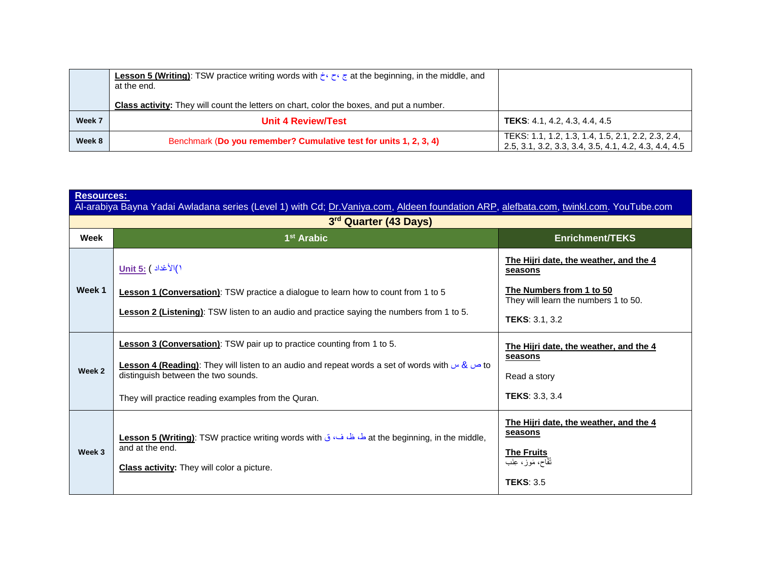| | | |
|---|---|---|
| | **Lesson 5 (Writing)**: TSW practice writing words with ج ، ح ، خ at the beginning, in the middle, and at the end.<br><br>**Class activity:** They will count the letters on chart, color the boxes, and put a number. | |
| **Week 7** | **Unit 4 Review/Test** | **TEKS**: 4.1, 4.2, 4.3, 4.4, 4.5 |
| **Week 8** | Benchmark (**Do you remember? Cumulative test for units 1, 2, 3, 4)** | TEKS: 1.1, 1.2, 1.3, 1.4, 1.5, 2.1, 2.2, 2.3, 2.4, 2.5, 3.1, 3.2, 3.3, 3.4, 3.5, 4.1, 4.2, 4.3, 4.4, 4.5 |

**Resources:**
Al-arabiya Bayna Yadai Awladana series (Level 1) with Cd; Dr.Vaniya.com, Aldeen foundation ARP, alefbata.com, twinkl.com. YouTube.com

**3rd Quarter (43 Days)**

| Week | 1st Arabic | Enrichment/TEKS |
|---|---|---|
| **Week 1** | **Unit 5:** (١)الأعْداد )<br><br>**Lesson 1 (Conversation)**: TSW practice a dialogue to learn how to count from 1 to 5<br><br>**Lesson 2 (Listening)**: TSW listen to an audio and practice saying the numbers from 1 to 5. | **The Hijri date, the weather, and the 4 seasons**<br><br>**The Numbers from 1 to 50**<br>They will learn the numbers 1 to 50.<br><br>**TEKS**: 3.1, 3.2 |
| **Week 2** | **Lesson 3 (Conversation)**: TSW pair up to practice counting from 1 to 5.<br><br>**Lesson 4 (Reading)**: They will listen to an audio and repeat words a set of words with س & ص to distinguish between the two sounds.<br><br>They will practice reading examples from the Quran. | **The Hijri date, the weather, and the 4 seasons**<br><br>Read a story<br><br>**TEKS**: 3.3, 3.4 |
| **Week 3** | **Lesson 5 (Writing)**: TSW practice writing words with ط، ظ، ف، ق at the beginning, in the middle, and at the end.<br><br>**Class activity:** They will color a picture. | **The Hijri date, the weather, and the 4 seasons**<br><br>**The Fruits**<br>تُفّاح، مَوز، عِنَب<br><br>**TEKS**: 3.5 |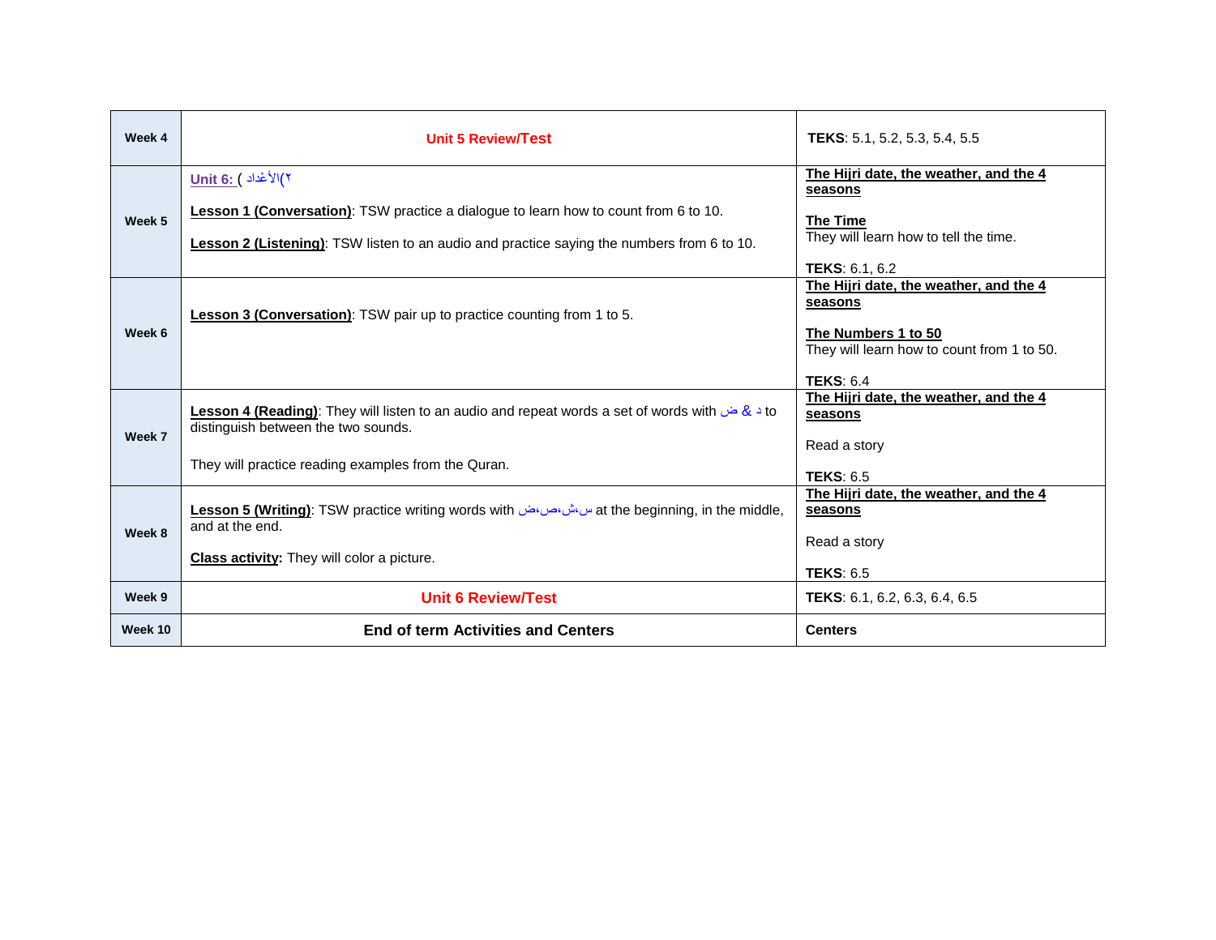| Week 4 | **Unit 5 Review/Test** | **TEKS**: 5.1, 5.2, 5.3, 5.4, 5.5 |
|---|---|---|
| Week 5 | **Unit 6:** (الأعداد ٢)<br><br>**Lesson 1 (Conversation)**: TSW practice a dialogue to learn how to count from 6 to 10.<br><br>**Lesson 2 (Listening)**: TSW listen to an audio and practice saying the numbers from 6 to 10. | **The Hijri date, the weather, and the 4 seasons**<br><br>**The Time**<br>They will learn how to tell the time.<br><br>**TEKS**: 6.1, 6.2 |
| Week 6 | **Lesson 3 (Conversation)**: TSW pair up to practice counting from 1 to 5. | **The Hijri date, the weather, and the 4 seasons**<br><br>**The Numbers 1 to 50**<br>They will learn how to count from 1 to 50.<br><br>**TEKS**: 6.4 |
| Week 7 | **Lesson 4 (Reading)**: They will listen to an audio and repeat words a set of words with د & ض to distinguish between the two sounds.<br><br>They will practice reading examples from the Quran. | **The Hijri date, the weather, and the 4 seasons**<br><br>Read a story<br><br>**TEKS**: 6.5 |
| Week 8 | **Lesson 5 (Writing)**: TSW practice writing words with س،ش،ص،ض at the beginning, in the middle, and at the end.<br><br>**Class activity:** They will color a picture. | **The Hijri date, the weather, and the 4 seasons**<br><br>Read a story<br><br>**TEKS**: 6.5 |
| Week 9 | **Unit 6 Review/Test** | **TEKS**: 6.1, 6.2, 6.3, 6.4, 6.5 |
| Week 10 | **End of term Activities and Centers** | **Centers** |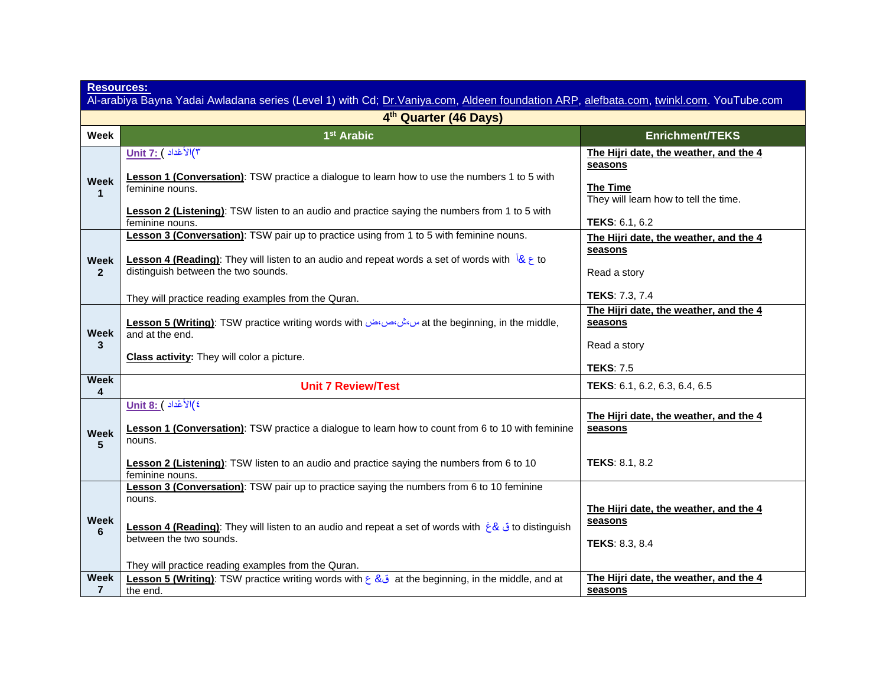**Resources:**
Al-arabiya Bayna Yadai Awladana series (Level 1) with Cd; Dr.Vaniya.com, Aldeen foundation ARP, alefbata.com, twinkl.com. YouTube.com

**4th Quarter (46 Days)**

| Week | 1st Arabic | Enrichment/TEKS |
|---|---|---|
| Week 1 | **Unit 7:** (الأعداد ٣)<br><br>**Lesson 1 (Conversation)**: TSW practice a dialogue to learn how to use the numbers 1 to 5 with feminine nouns.<br><br>**Lesson 2 (Listening)**: TSW listen to an audio and practice saying the numbers from 1 to 5 with feminine nouns. | **The Hijri date, the weather, and the 4 seasons**<br><br>**The Time**<br>They will learn how to tell the time.<br><br>**TEKS**: 6.1, 6.2 |
| Week 2 | **Lesson 3 (Conversation)**: TSW pair up to practice using from 1 to 5 with feminine nouns.<br><br>**Lesson 4 (Reading)**: They will listen to an audio and repeat words a set of words with ع &أ to distinguish between the two sounds.<br><br>They will practice reading examples from the Quran. | **The Hijri date, the weather, and the 4 seasons**<br><br>Read a story<br><br>**TEKS**: 7.3, 7.4 |
| Week 3 | **Lesson 5 (Writing)**: TSW practice writing words with س،ش،ص،ض at the beginning, in the middle, and at the end.<br><br>**Class activity:** They will color a picture. | **The Hijri date, the weather, and the 4 seasons**<br><br>Read a story<br><br>**TEKS**: 7.5 |
| Week 4 | **Unit 7 Review/Test** | **TEKS**: 6.1, 6.2, 6.3, 6.4, 6.5 |
| Week 5 | **Unit 8:** (الأعداد ٤)<br><br>**Lesson 1 (Conversation)**: TSW practice a dialogue to learn how to count from 6 to 10 with feminine nouns.<br><br>**Lesson 2 (Listening)**: TSW listen to an audio and practice saying the numbers from 6 to 10 feminine nouns. | **The Hijri date, the weather, and the 4 seasons**<br><br>**TEKS**: 8.1, 8.2 |
| Week 6 | **Lesson 3 (Conversation)**: TSW pair up to practice saying the numbers from 6 to 10 feminine nouns.<br><br>**Lesson 4 (Reading)**: They will listen to an audio and repeat a set of words with ق &غ to distinguish between the two sounds.<br><br>They will practice reading examples from the Quran. | **The Hijri date, the weather, and the 4 seasons**<br><br>**TEKS**: 8.3, 8.4 |
| Week 7 | **Lesson 5 (Writing)**: TSW practice writing words with ق& غ at the beginning, in the middle, and at the end. | **The Hijri date, the weather, and the 4 seasons** |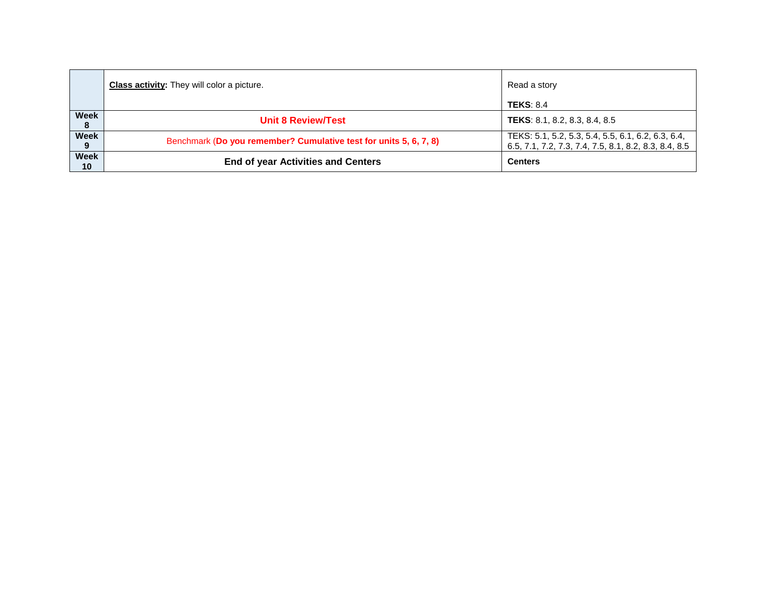| | | |
|---|---|---|
| | **Class activity:** They will color a picture. | Read a story<br><br>**TEKS**: 8.4 |
| **Week 8** | **Unit 8 Review/Test** | **TEKS**: 8.1, 8.2, 8.3, 8.4, 8.5 |
| **Week 9** | Benchmark (**Do you remember? Cumulative test for units 5, 6, 7, 8)** | TEKS: 5.1, 5.2, 5.3, 5.4, 5.5, 6.1, 6.2, 6.3, 6.4, 6.5, 7.1, 7.2, 7.3, 7.4, 7.5, 8.1, 8.2, 8.3, 8.4, 8.5 |
| **Week 10** | **End of year Activities and Centers** | **Centers** |